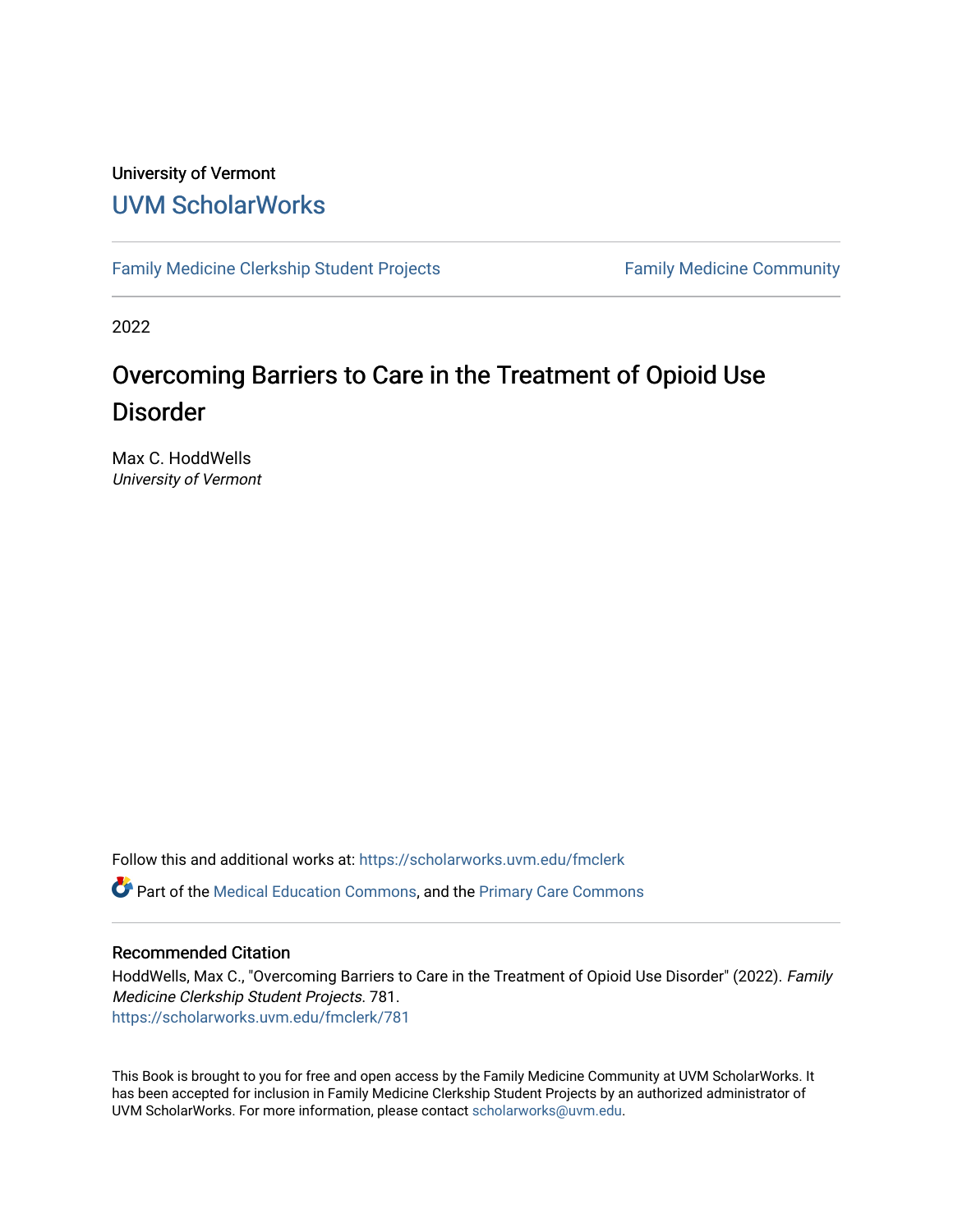University of Vermont

## UVM ScholarWorks

Family Medicine Clerkship Student Projects | Family Medicine Community

2022

# Overcoming Barriers to Care in the Treatment of Opioid Use Disorder

Max C. HoddWells
*University of Vermont*

Follow this and additional works at: https://scholarworks.uvm.edu/fmclerk

Part of the Medical Education Commons, and the Primary Care Commons

### Recommended Citation

HoddWells, Max C., "Overcoming Barriers to Care in the Treatment of Opioid Use Disorder" (2022). *Family Medicine Clerkship Student Projects*. 781.
https://scholarworks.uvm.edu/fmclerk/781

This Book is brought to you for free and open access by the Family Medicine Community at UVM ScholarWorks. It has been accepted for inclusion in Family Medicine Clerkship Student Projects by an authorized administrator of UVM ScholarWorks. For more information, please contact scholarworks@uvm.edu.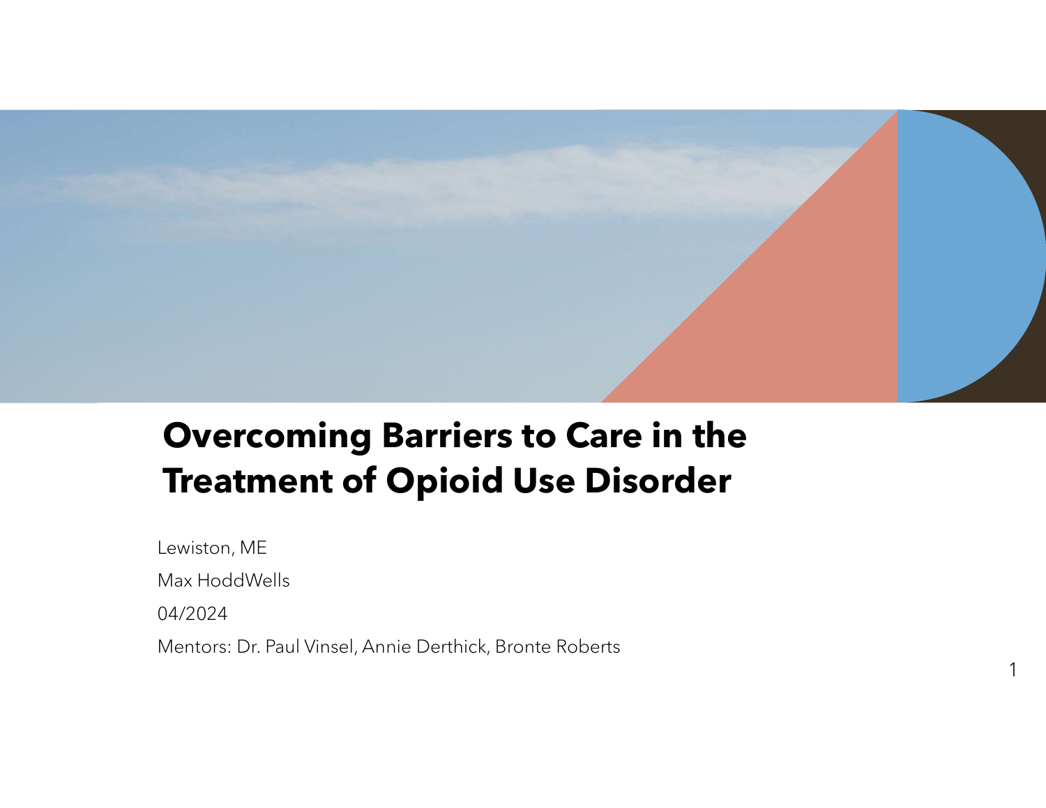# Overcoming Barriers to Care in the Treatment of Opioid Use Disorder

Lewiston, ME

Max HoddWells

04/2024

Mentors: Dr. Paul Vinsel, Annie Derthick, Bronte Roberts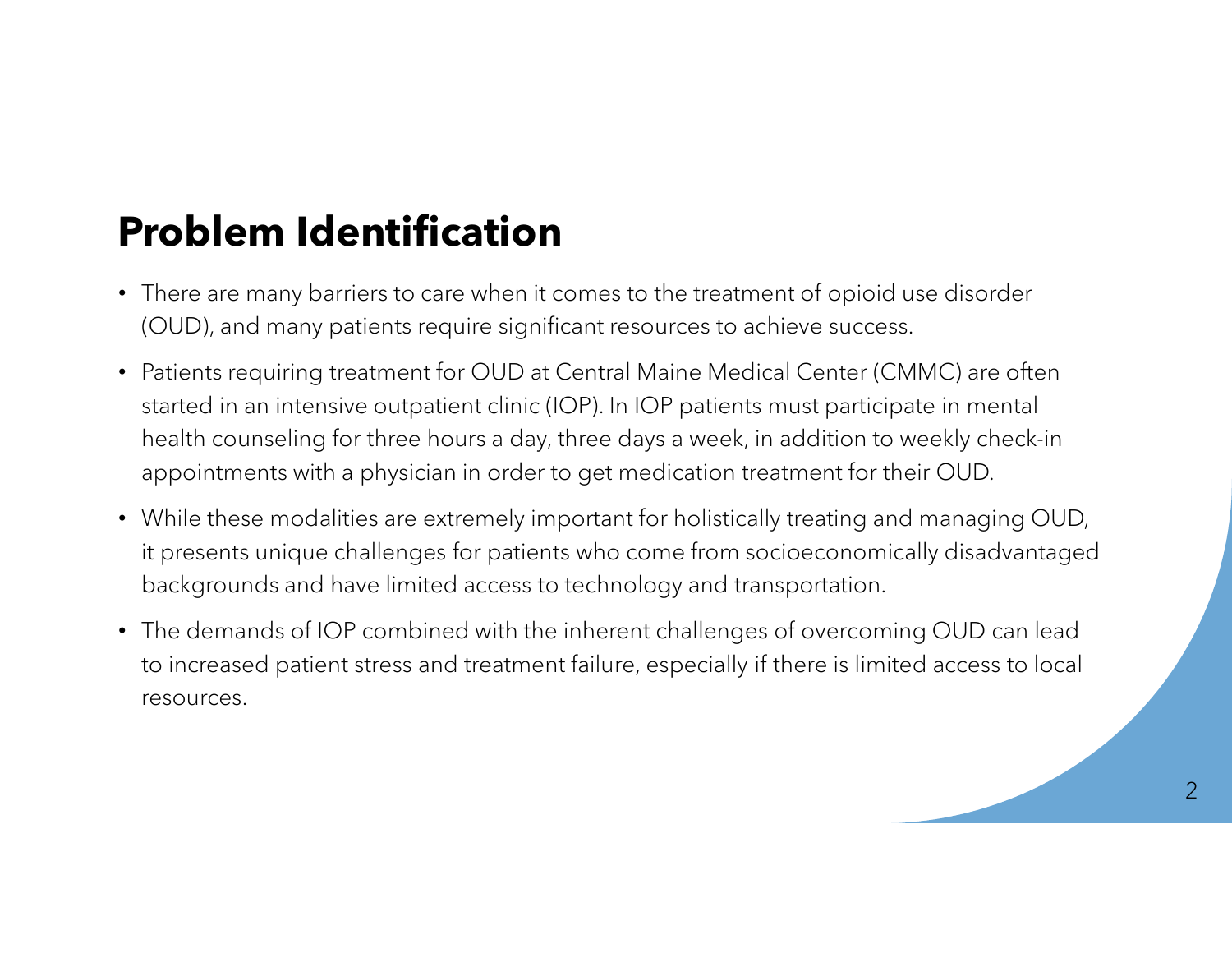# Problem Identification

- There are many barriers to care when it comes to the treatment of opioid use disorder (OUD), and many patients require significant resources to achieve success.
- Patients requiring treatment for OUD at Central Maine Medical Center (CMMC) are often started in an intensive outpatient clinic (IOP). In IOP patients must participate in mental health counseling for three hours a day, three days a week, in addition to weekly check-in appointments with a physician in order to get medication treatment for their OUD.
- While these modalities are extremely important for holistically treating and managing OUD, it presents unique challenges for patients who come from socioeconomically disadvantaged backgrounds and have limited access to technology and transportation.
- The demands of IOP combined with the inherent challenges of overcoming OUD can lead to increased patient stress and treatment failure, especially if there is limited access to local resources.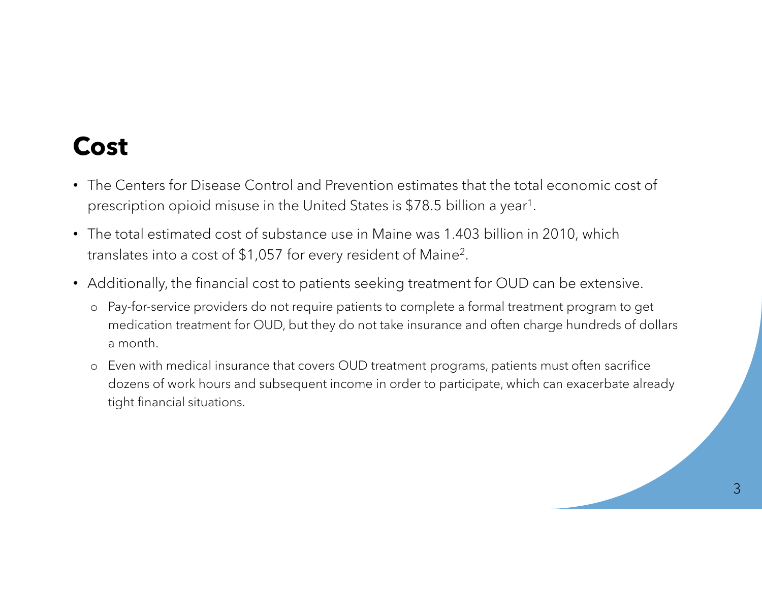# Cost

- The Centers for Disease Control and Prevention estimates that the total economic cost of prescription opioid misuse in the United States is $78.5 billion a year[1].
- The total estimated cost of substance use in Maine was 1.403 billion in 2010, which translates into a cost of $1,057 for every resident of Maine[2].
- Additionally, the financial cost to patients seeking treatment for OUD can be extensive.
  - Pay-for-service providers do not require patients to complete a formal treatment program to get medication treatment for OUD, but they do not take insurance and often charge hundreds of dollars a month.
  - Even with medical insurance that covers OUD treatment programs, patients must often sacrifice dozens of work hours and subsequent income in order to participate, which can exacerbate already tight financial situations.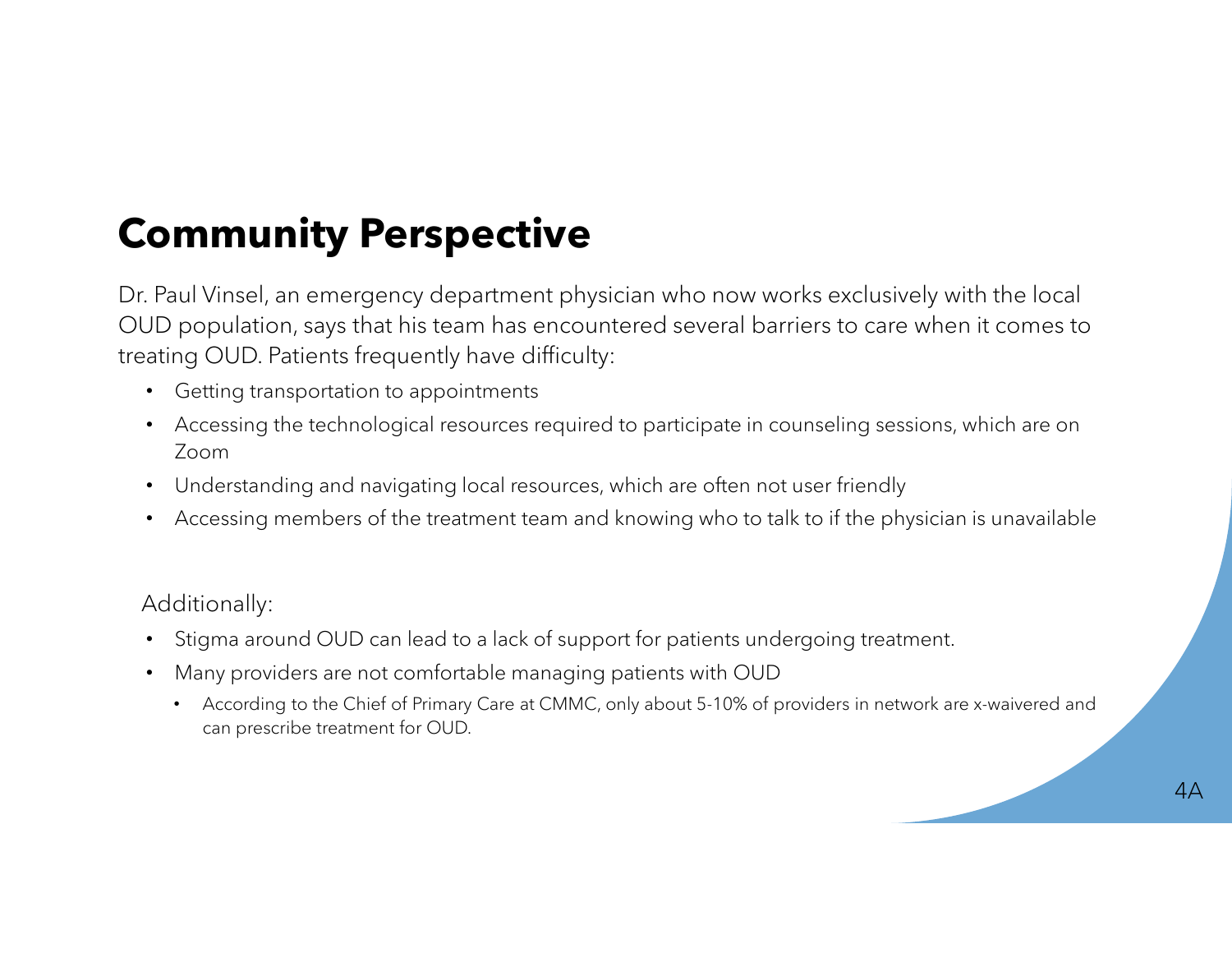# Community Perspective

Dr. Paul Vinsel, an emergency department physician who now works exclusively with the local OUD population, says that his team has encountered several barriers to care when it comes to treating OUD. Patients frequently have difficulty:

- Getting transportation to appointments
- Accessing the technological resources required to participate in counseling sessions, which are on Zoom
- Understanding and navigating local resources, which are often not user friendly
- Accessing members of the treatment team and knowing who to talk to if the physician is unavailable

Additionally:

- Stigma around OUD can lead to a lack of support for patients undergoing treatment.
- Many providers are not comfortable managing patients with OUD
  - According to the Chief of Primary Care at CMMC, only about 5-10% of providers in network are x-waivered and can prescribe treatment for OUD.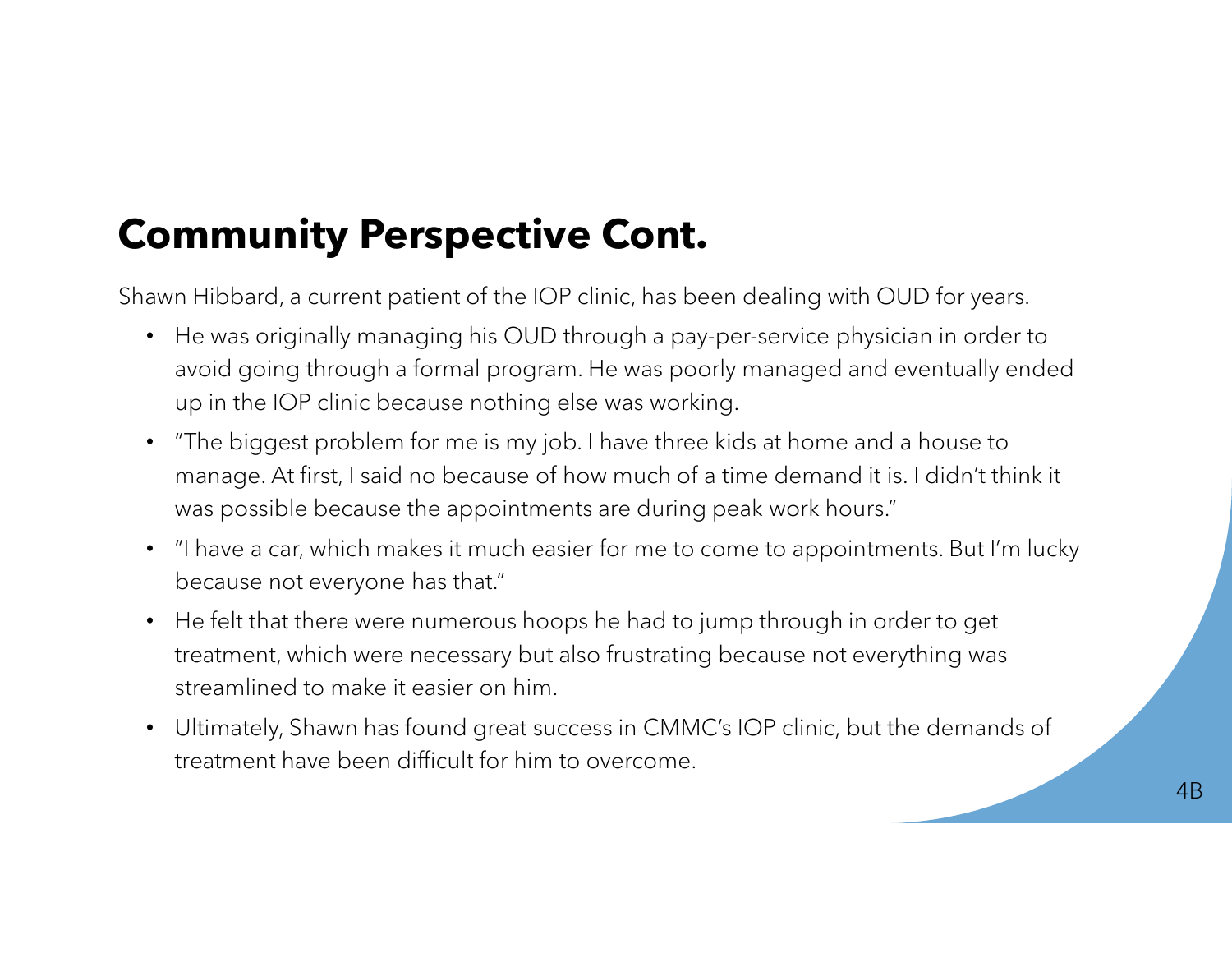# Community Perspective Cont.

Shawn Hibbard, a current patient of the IOP clinic, has been dealing with OUD for years.

- He was originally managing his OUD through a pay-per-service physician in order to avoid going through a formal program. He was poorly managed and eventually ended up in the IOP clinic because nothing else was working.
- "The biggest problem for me is my job. I have three kids at home and a house to manage. At first, I said no because of how much of a time demand it is. I didn't think it was possible because the appointments are during peak work hours."
- "I have a car, which makes it much easier for me to come to appointments. But I'm lucky because not everyone has that."
- He felt that there were numerous hoops he had to jump through in order to get treatment, which were necessary but also frustrating because not everything was streamlined to make it easier on him.
- Ultimately, Shawn has found great success in CMMC's IOP clinic, but the demands of treatment have been difficult for him to overcome.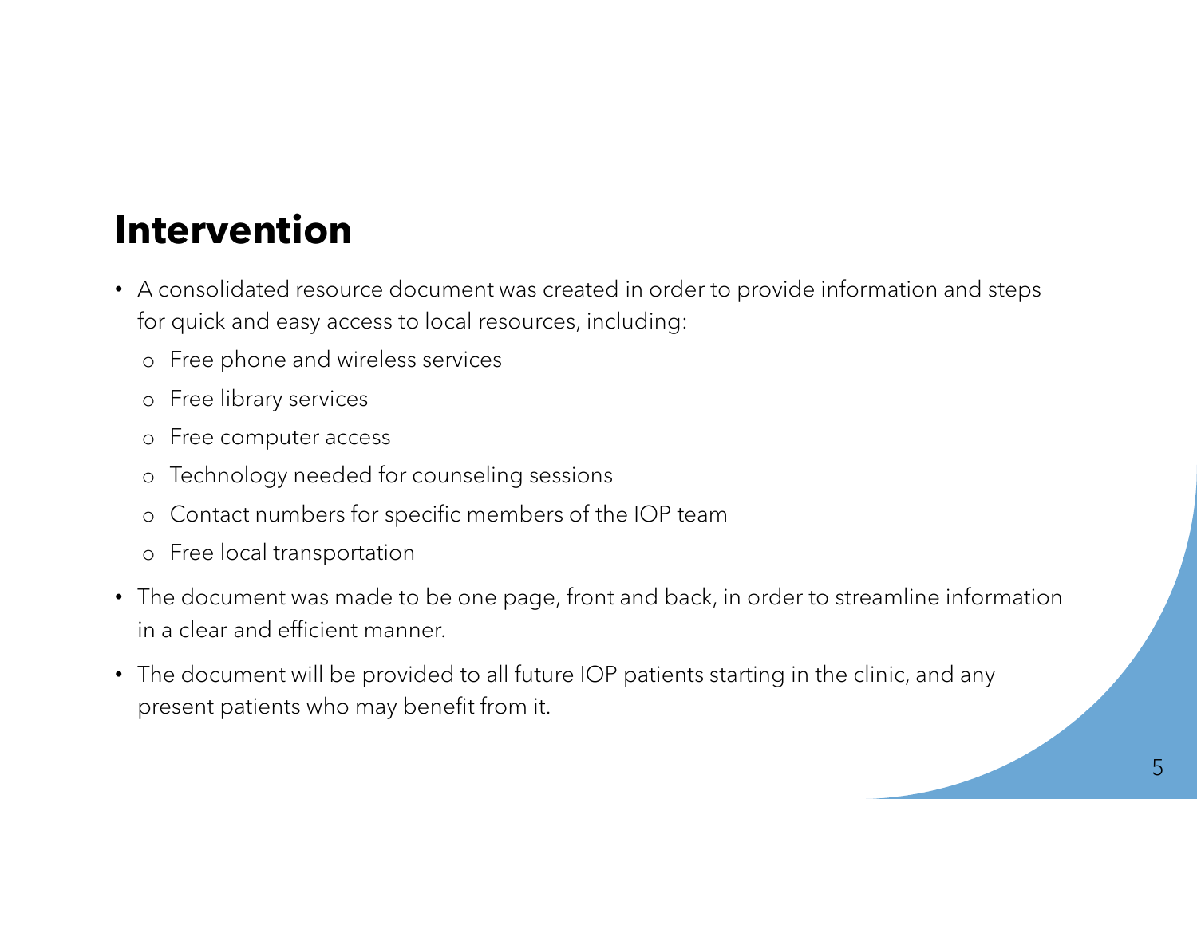# Intervention

- A consolidated resource document was created in order to provide information and steps for quick and easy access to local resources, including:
  - Free phone and wireless services
  - Free library services
  - Free computer access
  - Technology needed for counseling sessions
  - Contact numbers for specific members of the IOP team
  - Free local transportation
- The document was made to be one page, front and back, in order to streamline information in a clear and efficient manner.
- The document will be provided to all future IOP patients starting in the clinic, and any present patients who may benefit from it.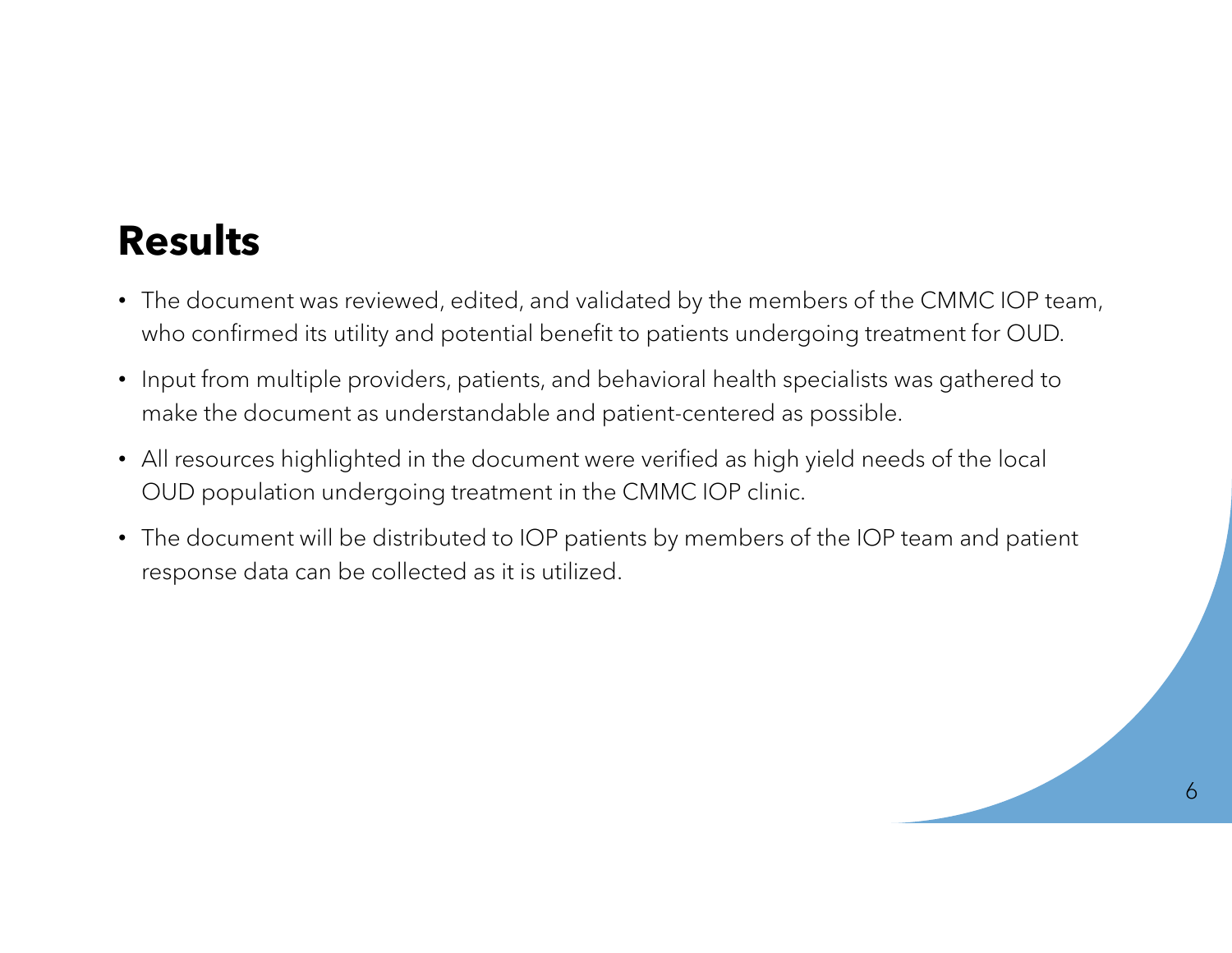## Results

- The document was reviewed, edited, and validated by the members of the CMMC IOP team, who confirmed its utility and potential benefit to patients undergoing treatment for OUD.
- Input from multiple providers, patients, and behavioral health specialists was gathered to make the document as understandable and patient-centered as possible.
- All resources highlighted in the document were verified as high yield needs of the local OUD population undergoing treatment in the CMMC IOP clinic.
- The document will be distributed to IOP patients by members of the IOP team and patient response data can be collected as it is utilized.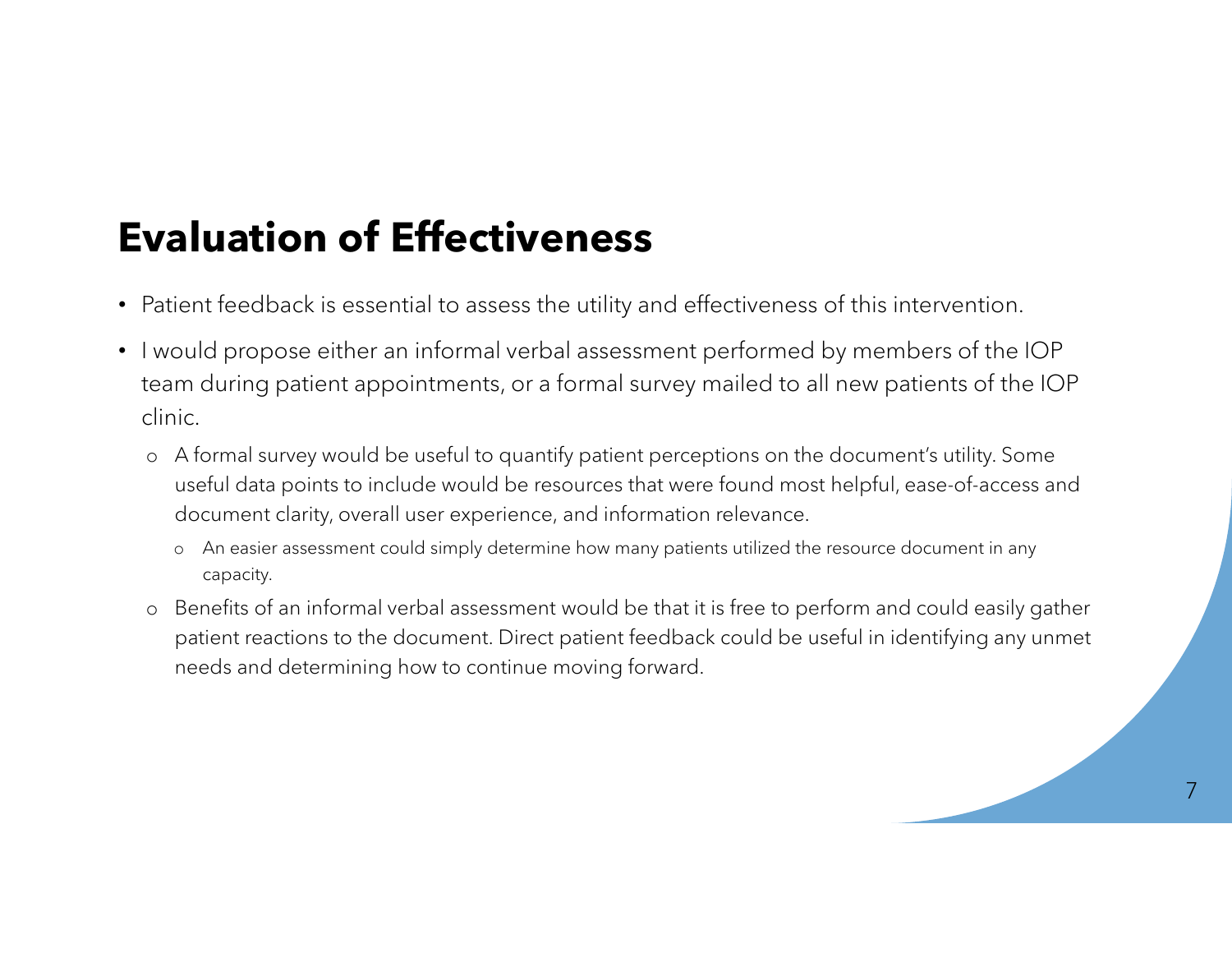# Evaluation of Effectiveness

- Patient feedback is essential to assess the utility and effectiveness of this intervention.
- I would propose either an informal verbal assessment performed by members of the IOP team during patient appointments, or a formal survey mailed to all new patients of the IOP clinic.
  - A formal survey would be useful to quantify patient perceptions on the document's utility. Some useful data points to include would be resources that were found most helpful, ease-of-access and document clarity, overall user experience, and information relevance.
    - An easier assessment could simply determine how many patients utilized the resource document in any capacity.
  - Benefits of an informal verbal assessment would be that it is free to perform and could easily gather patient reactions to the document. Direct patient feedback could be useful in identifying any unmet needs and determining how to continue moving forward.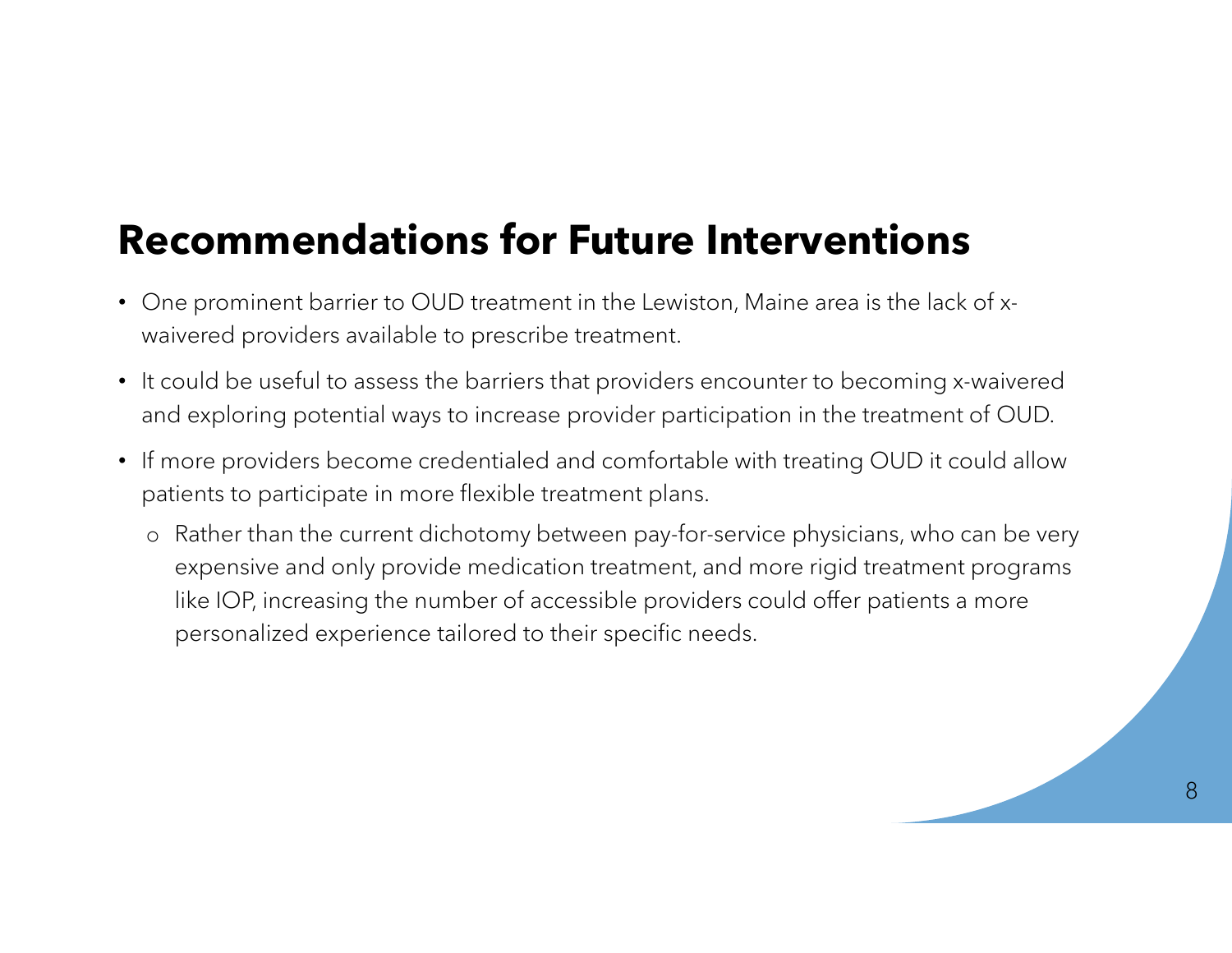# Recommendations for Future Interventions

- One prominent barrier to OUD treatment in the Lewiston, Maine area is the lack of x-waivered providers available to prescribe treatment.
- It could be useful to assess the barriers that providers encounter to becoming x-waivered and exploring potential ways to increase provider participation in the treatment of OUD.
- If more providers become credentialed and comfortable with treating OUD it could allow patients to participate in more flexible treatment plans.
  - Rather than the current dichotomy between pay-for-service physicians, who can be very expensive and only provide medication treatment, and more rigid treatment programs like IOP, increasing the number of accessible providers could offer patients a more personalized experience tailored to their specific needs.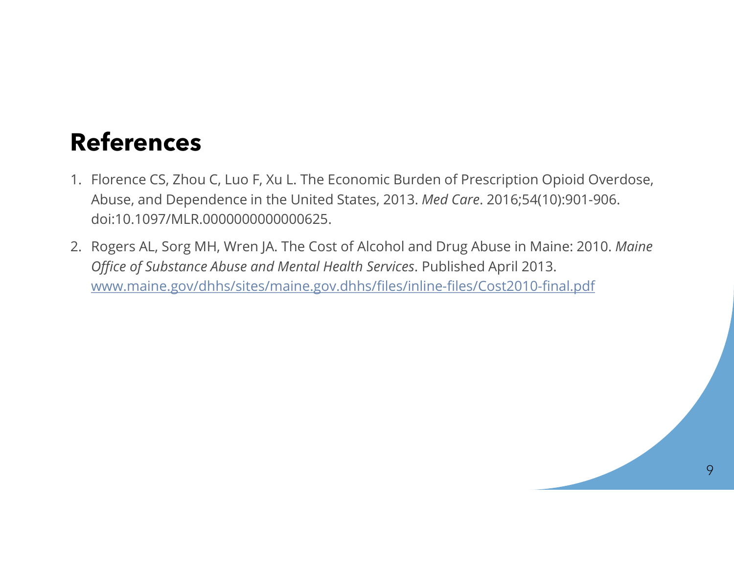# References

1. Florence CS, Zhou C, Luo F, Xu L. The Economic Burden of Prescription Opioid Overdose, Abuse, and Dependence in the United States, 2013. *Med Care*. 2016;54(10):901-906. doi:10.1097/MLR.0000000000000625.
2. Rogers AL, Sorg MH, Wren JA. The Cost of Alcohol and Drug Abuse in Maine: 2010. *Maine Office of Substance Abuse and Mental Health Services*. Published April 2013. [www.maine.gov/dhhs/sites/maine.gov.dhhs/files/inline-files/Cost2010-final.pdf](www.maine.gov/dhhs/sites/maine.gov.dhhs/files/inline-files/Cost2010-final.pdf)